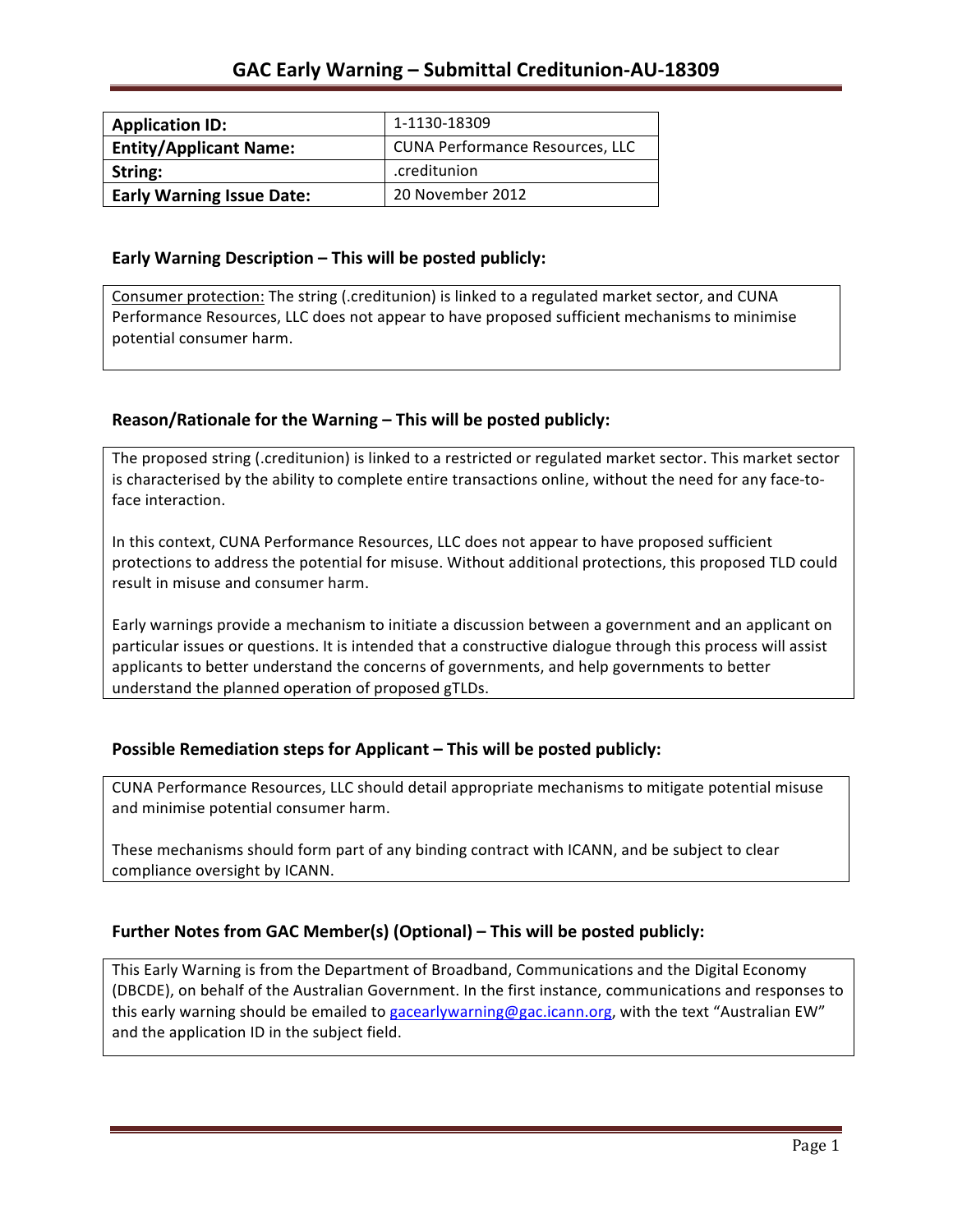# GAC Early Warning – Submittal Creditunion-AU-18309

| Application ID: | 1-1130-18309 |
| --- | --- |
| Entity/Applicant Name: | CUNA Performance Resources, LLC |
| String: | .creditunion |
| Early Warning Issue Date: | 20 November 2012 |

## Early Warning Description – This will be posted publicly:

Consumer protection: The string (.creditunion) is linked to a regulated market sector, and CUNA Performance Resources, LLC does not appear to have proposed sufficient mechanisms to minimise potential consumer harm.

## Reason/Rationale for the Warning – This will be posted publicly:

The proposed string (.creditunion) is linked to a restricted or regulated market sector. This market sector is characterised by the ability to complete entire transactions online, without the need for any face-to-face interaction.

In this context, CUNA Performance Resources, LLC does not appear to have proposed sufficient protections to address the potential for misuse. Without additional protections, this proposed TLD could result in misuse and consumer harm.

Early warnings provide a mechanism to initiate a discussion between a government and an applicant on particular issues or questions. It is intended that a constructive dialogue through this process will assist applicants to better understand the concerns of governments, and help governments to better understand the planned operation of proposed gTLDs.

## Possible Remediation steps for Applicant – This will be posted publicly:

CUNA Performance Resources, LLC should detail appropriate mechanisms to mitigate potential misuse and minimise potential consumer harm.

These mechanisms should form part of any binding contract with ICANN, and be subject to clear compliance oversight by ICANN.

## Further Notes from GAC Member(s) (Optional) – This will be posted publicly:

This Early Warning is from the Department of Broadband, Communications and the Digital Economy (DBCDE), on behalf of the Australian Government. In the first instance, communications and responses to this early warning should be emailed to gacearlywarning@gac.icann.org, with the text "Australian EW" and the application ID in the subject field.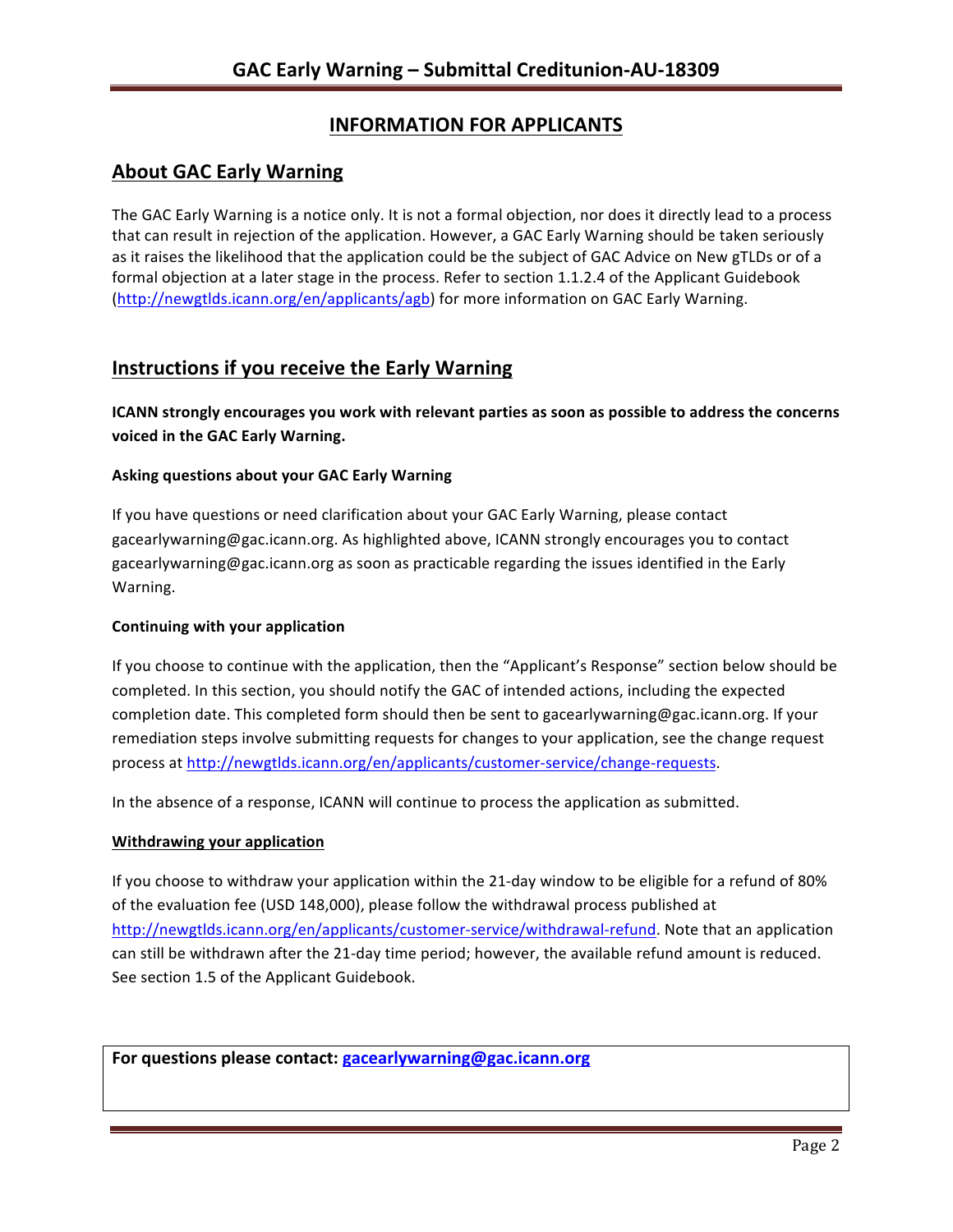## INFORMATION FOR APPLICANTS

## About GAC Early Warning

The GAC Early Warning is a notice only. It is not a formal objection, nor does it directly lead to a process that can result in rejection of the application. However, a GAC Early Warning should be taken seriously as it raises the likelihood that the application could be the subject of GAC Advice on New gTLDs or of a formal objection at a later stage in the process. Refer to section 1.1.2.4 of the Applicant Guidebook (http://newgtlds.icann.org/en/applicants/agb) for more information on GAC Early Warning.

## Instructions if you receive the Early Warning

**ICANN strongly encourages you work with relevant parties as soon as possible to address the concerns voiced in the GAC Early Warning.**

#### Asking questions about your GAC Early Warning

If you have questions or need clarification about your GAC Early Warning, please contact gacearlywarning@gac.icann.org. As highlighted above, ICANN strongly encourages you to contact gacearlywarning@gac.icann.org as soon as practicable regarding the issues identified in the Early Warning.

#### Continuing with your application

If you choose to continue with the application, then the "Applicant's Response" section below should be completed. In this section, you should notify the GAC of intended actions, including the expected completion date. This completed form should then be sent to gacearlywarning@gac.icann.org. If your remediation steps involve submitting requests for changes to your application, see the change request process at http://newgtlds.icann.org/en/applicants/customer-service/change-requests.

In the absence of a response, ICANN will continue to process the application as submitted.

#### Withdrawing your application

If you choose to withdraw your application within the 21-day window to be eligible for a refund of 80% of the evaluation fee (USD 148,000), please follow the withdrawal process published at http://newgtlds.icann.org/en/applicants/customer-service/withdrawal-refund. Note that an application can still be withdrawn after the 21-day time period; however, the available refund amount is reduced. See section 1.5 of the Applicant Guidebook.

**For questions please contact: gacearlywarning@gac.icann.org**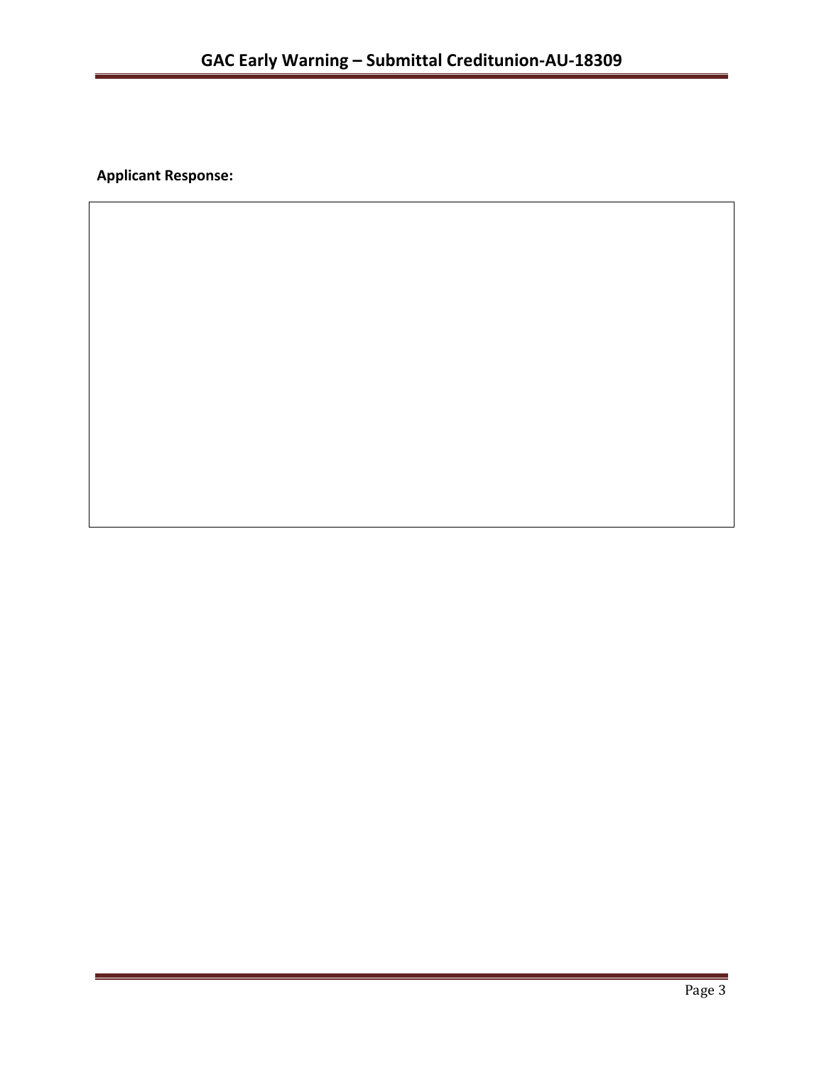**Applicant Response:**